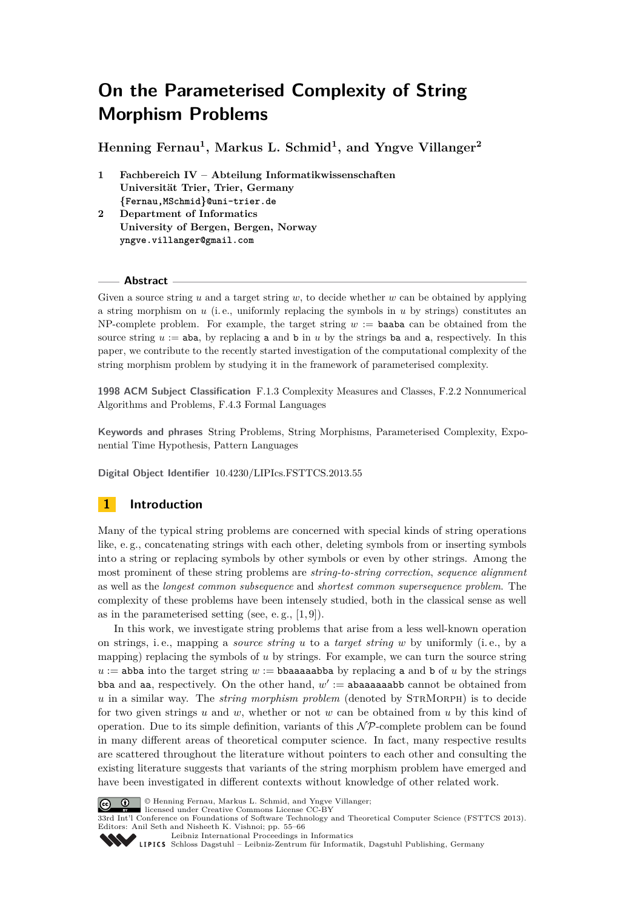# On the Parameterised Complexity of String Morphism Problems

**Henning Fernau[1], Markus L. Schmid[1], and Yngve Villanger[2]**

1 **Fachbereich IV – Abteilung Informatikwissenschaften**
**Universität Trier, Trier, Germany**
**{Fernau,MSchmid}@uni-trier.de**

2 **Department of Informatics**
**University of Bergen, Bergen, Norway**
**yngve.villanger@gmail.com**

## Abstract

Given a source string $u$ and a target string $w$, to decide whether $w$ can be obtained by applying a string morphism on $u$ (i. e., uniformly replacing the symbols in $u$ by strings) constitutes an NP-complete problem. For example, the target string $w :=$ baaba can be obtained from the source string $u :=$ aba, by replacing a and b in $u$ by the strings ba and a, respectively. In this paper, we contribute to the recently started investigation of the computational complexity of the string morphism problem by studying it in the framework of parameterised complexity.

**1998 ACM Subject Classification** F.1.3 Complexity Measures and Classes, F.2.2 Nonnumerical Algorithms and Problems, F.4.3 Formal Languages

**Keywords and phrases** String Problems, String Morphisms, Parameterised Complexity, Exponential Time Hypothesis, Pattern Languages

**Digital Object Identifier** 10.4230/LIPIcs.FSTTCS.2013.55

## 1 Introduction

Many of the typical string problems are concerned with special kinds of string operations like, e. g., concatenating strings with each other, deleting symbols from or inserting symbols into a string or replacing symbols by other symbols or even by other strings. Among the most prominent of these string problems are *string-to-string correction*, *sequence alignment* as well as the *longest common subsequence* and *shortest common supersequence problem*. The complexity of these problems have been intensely studied, both in the classical sense as well as in the parameterised setting (see, e. g., [1, 9]).

In this work, we investigate string problems that arise from a less well-known operation on strings, i. e., mapping a *source string* $u$ to a *target string* $w$ by uniformly (i. e., by a mapping) replacing the symbols of $u$ by strings. For example, we can turn the source string $u :=$ abba into the target string $w :=$ bbaaaaabba by replacing a and b of $u$ by the strings bba and aa, respectively. On the other hand, $w' :=$ abaaaaaabb cannot be obtained from $u$ in a similar way. The *string morphism problem* (denoted by StrMorph) is to decide for two given strings $u$ and $w$, whether or not $w$ can be obtained from $u$ by this kind of operation. Due to its simple definition, variants of this $\mathcal{NP}$-complete problem can be found in many different areas of theoretical computer science. In fact, many respective results are scattered throughout the literature without pointers to each other and consulting the existing literature suggests that variants of the string morphism problem have emerged and have been investigated in different contexts without knowledge of other related work.

© Henning Fernau, Markus L. Schmid, and Yngve Villanger;
licensed under Creative Commons License CC-BY
33rd Int'l Conference on Foundations of Software Technology and Theoretical Computer Science (FSTTCS 2013).
Editors: Anil Seth and Nisheeth K. Vishnoi; pp. 55–66
Leibniz International Proceedings in Informatics
Schloss Dagstuhl – Leibniz-Zentrum für Informatik, Dagstuhl Publishing, Germany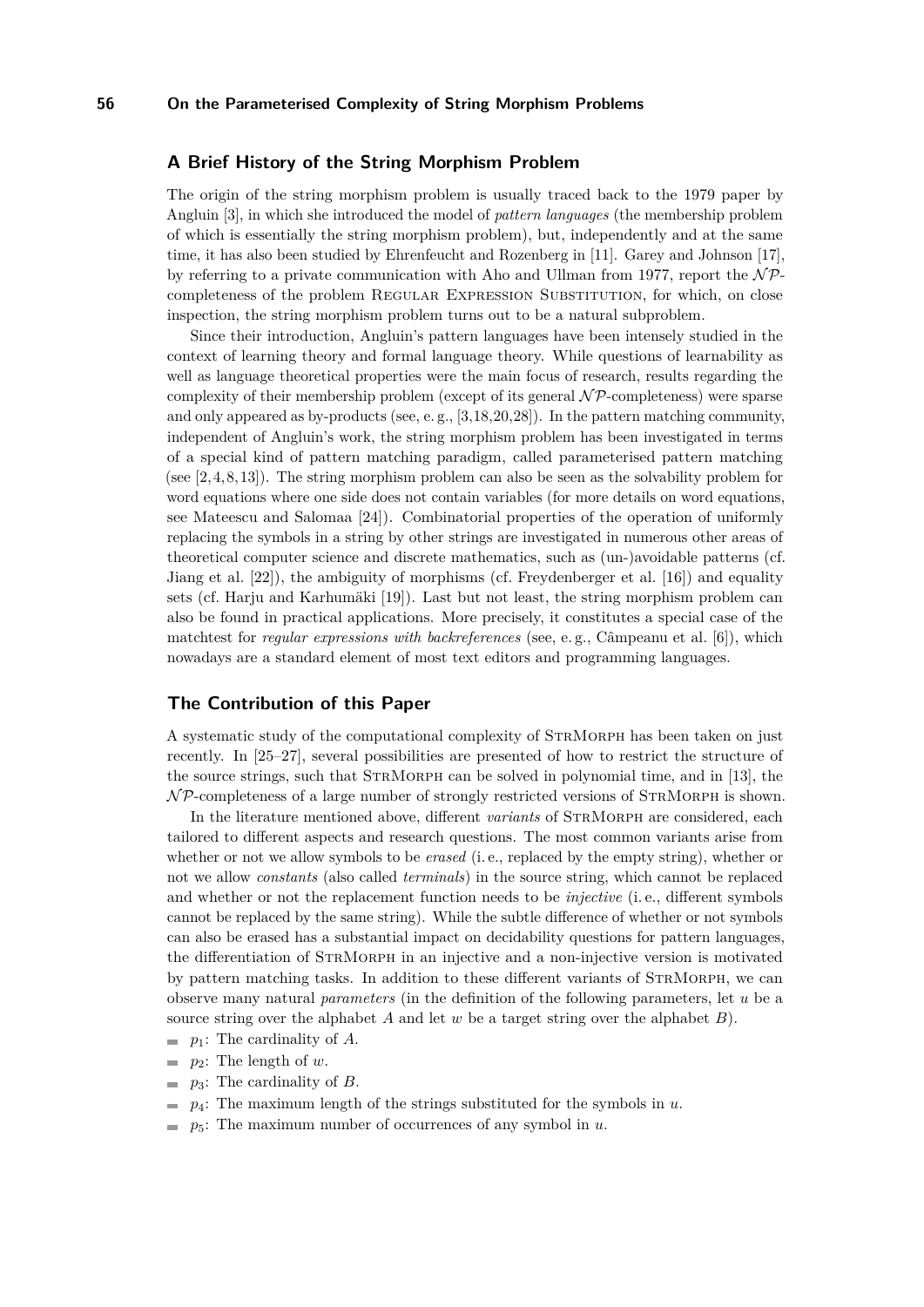## A Brief History of the String Morphism Problem

The origin of the string morphism problem is usually traced back to the 1979 paper by Angluin [3], in which she introduced the model of *pattern languages* (the membership problem of which is essentially the string morphism problem), but, independently and at the same time, it has also been studied by Ehrenfeucht and Rozenberg in [11]. Garey and Johnson [17], by referring to a private communication with Aho and Ullman from 1977, report the $\mathcal{NP}$-completeness of the problem Regular Expression Substitution, for which, on close inspection, the string morphism problem turns out to be a natural subproblem.

Since their introduction, Angluin's pattern languages have been intensely studied in the context of learning theory and formal language theory. While questions of learnability as well as language theoretical properties were the main focus of research, results regarding the complexity of their membership problem (except of its general $\mathcal{NP}$-completeness) were sparse and only appeared as by-products (see, e. g., [3,18,20,28]). In the pattern matching community, independent of Angluin's work, the string morphism problem has been investigated in terms of a special kind of pattern matching paradigm, called parameterised pattern matching (see [2,4,8,13]). The string morphism problem can also be seen as the solvability problem for word equations where one side does not contain variables (for more details on word equations, see Mateescu and Salomaa [24]). Combinatorial properties of the operation of uniformly replacing the symbols in a string by other strings are investigated in numerous other areas of theoretical computer science and discrete mathematics, such as (un-)avoidable patterns (cf. Jiang et al. [22]), the ambiguity of morphisms (cf. Freydenberger et al. [16]) and equality sets (cf. Harju and Karhumäki [19]). Last but not least, the string morphism problem can also be found in practical applications. More precisely, it constitutes a special case of the matchtest for *regular expressions with backreferences* (see, e. g., Câmpeanu et al. [6]), which nowadays are a standard element of most text editors and programming languages.

## The Contribution of this Paper

A systematic study of the computational complexity of StrMorph has been taken on just recently. In [25–27], several possibilities are presented of how to restrict the structure of the source strings, such that StrMorph can be solved in polynomial time, and in [13], the $\mathcal{NP}$-completeness of a large number of strongly restricted versions of StrMorph is shown.

In the literature mentioned above, different *variants* of StrMorph are considered, each tailored to different aspects and research questions. The most common variants arise from whether or not we allow symbols to be *erased* (i. e., replaced by the empty string), whether or not we allow *constants* (also called *terminals*) in the source string, which cannot be replaced and whether or not the replacement function needs to be *injective* (i. e., different symbols cannot be replaced by the same string). While the subtle difference of whether or not symbols can also be erased has a substantial impact on decidability questions for pattern languages, the differentiation of StrMorph in an injective and a non-injective version is motivated by pattern matching tasks. In addition to these different variants of StrMorph, we can observe many natural *parameters* (in the definition of the following parameters, let $u$ be a source string over the alphabet $A$ and let $w$ be a target string over the alphabet $B$).

- $p_1$: The cardinality of $A$.
- $p_2$: The length of $w$.
- $p_3$: The cardinality of $B$.
- $p_4$: The maximum length of the strings substituted for the symbols in $u$.
- $p_5$: The maximum number of occurrences of any symbol in $u$.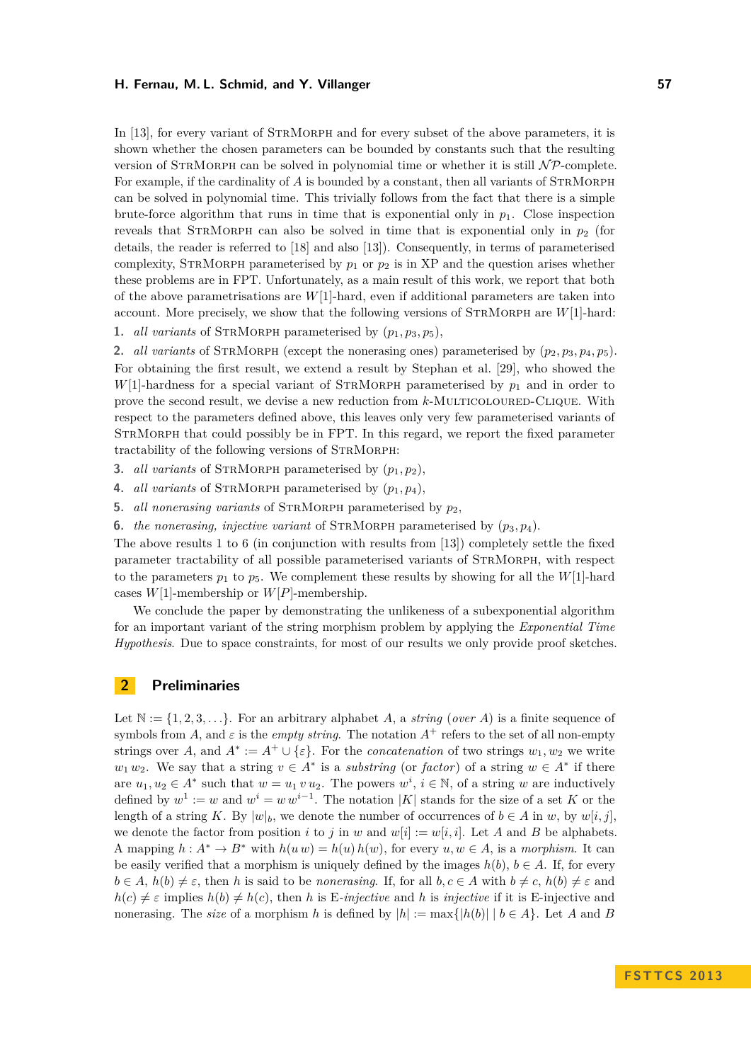In [13], for every variant of StrMorph and for every subset of the above parameters, it is shown whether the chosen parameters can be bounded by constants such that the resulting version of StrMorph can be solved in polynomial time or whether it is still $\mathcal{NP}$-complete. For example, if the cardinality of $A$ is bounded by a constant, then all variants of StrMorph can be solved in polynomial time. This trivially follows from the fact that there is a simple brute-force algorithm that runs in time that is exponential only in $p_1$. Close inspection reveals that StrMorph can also be solved in time that is exponential only in $p_2$ (for details, the reader is referred to [18] and also [13]). Consequently, in terms of parameterised complexity, StrMorph parameterised by $p_1$ or $p_2$ is in XP and the question arises whether these problems are in FPT. Unfortunately, as a main result of this work, we report that both of the above parametrisations are $W[1]$-hard, even if additional parameters are taken into account. More precisely, we show that the following versions of StrMorph are $W[1]$-hard:

1. *all variants* of StrMorph parameterised by $(p_1, p_3, p_5)$,
2. *all variants* of StrMorph (except the nonerasing ones) parameterised by $(p_2, p_3, p_4, p_5)$.

For obtaining the first result, we extend a result by Stephan et al. [29], who showed the $W[1]$-hardness for a special variant of StrMorph parameterised by $p_1$ and in order to prove the second result, we devise a new reduction from $k$-Multicoloured-Clique. With respect to the parameters defined above, this leaves only very few parameterised variants of StrMorph that could possibly be in FPT. In this regard, we report the fixed parameter tractability of the following versions of StrMorph:

3. *all variants* of StrMorph parameterised by $(p_1, p_2)$,
4. *all variants* of StrMorph parameterised by $(p_1, p_4)$,
5. *all nonerasing variants* of StrMorph parameterised by $p_2$,
6. *the nonerasing, injective variant* of StrMorph parameterised by $(p_3, p_4)$.

The above results 1 to 6 (in conjunction with results from [13]) completely settle the fixed parameter tractability of all possible parameterised variants of StrMorph, with respect to the parameters $p_1$ to $p_5$. We complement these results by showing for all the $W[1]$-hard cases $W[1]$-membership or $W[P]$-membership.

We conclude the paper by demonstrating the unlikeness of a subexponential algorithm for an important variant of the string morphism problem by applying the *Exponential Time Hypothesis*. Due to space constraints, for most of our results we only provide proof sketches.

## 2 Preliminaries

Let $\mathbb{N} := \{1, 2, 3, \ldots\}$. For an arbitrary alphabet $A$, a *string* (*over* $A$) is a finite sequence of symbols from $A$, and $\varepsilon$ is the *empty string*. The notation $A^+$ refers to the set of all non-empty strings over $A$, and $A^* := A^+ \cup \{\varepsilon\}$. For the *concatenation* of two strings $w_1, w_2$ we write $w_1\, w_2$. We say that a string $v \in A^*$ is a *substring* (or *factor*) of a string $w \in A^*$ if there are $u_1, u_2 \in A^*$ such that $w = u_1\, v\, u_2$. The powers $w^i$, $i \in \mathbb{N}$, of a string $w$ are inductively defined by $w^1 := w$ and $w^i = w\, w^{i-1}$. The notation $|K|$ stands for the size of a set $K$ or the length of a string $K$. By $|w|_b$, we denote the number of occurrences of $b \in A$ in $w$, by $w[i, j]$, we denote the factor from position $i$ to $j$ in $w$ and $w[i] := w[i, i]$. Let $A$ and $B$ be alphabets. A mapping $h : A^* \to B^*$ with $h(u\, w) = h(u)\, h(w)$, for every $u, w \in A$, is a *morphism*. It can be easily verified that a morphism is uniquely defined by the images $h(b)$, $b \in A$. If, for every $b \in A$, $h(b) \neq \varepsilon$, then $h$ is said to be *nonerasing*. If, for all $b, c \in A$ with $b \neq c$, $h(b) \neq \varepsilon$ and $h(c) \neq \varepsilon$ implies $h(b) \neq h(c)$, then $h$ is E-*injective* and $h$ is *injective* if it is E-injective and nonerasing. The *size* of a morphism $h$ is defined by $|h| := \max\{|h(b)| \mid b \in A\}$. Let $A$ and $B$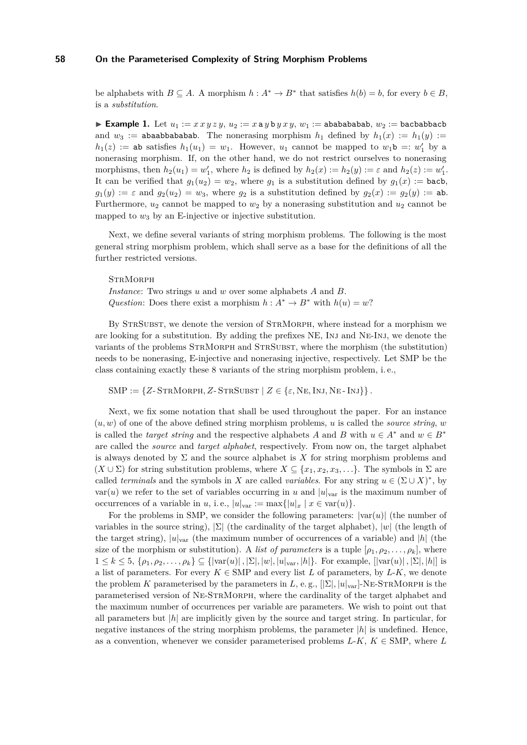be alphabets with $B \subseteq A$. A morphism $h : A^* \to B^*$ that satisfies $h(b) = b$, for every $b \in B$, is a *substitution*.

▶ **Example 1.** Let $u_1 := x\,x\,y\,z\,y$, $u_2 := x\,\mathtt{a}\,y\,\mathtt{b}\,y\,x\,y$, $w_1 :=$ `ababababab`, $w_2 :=$ `bacbabbacb` and $w_3 :=$ `abaabbababab`. The nonerasing morphism $h_1$ defined by $h_1(x) := h_1(y) := h_1(z) :=$ `ab` satisfies $h_1(u_1) = w_1$. However, $u_1$ cannot be mapped to $w_1\mathtt{b} =: w_1'$ by a nonerasing morphism. If, on the other hand, we do not restrict ourselves to nonerasing morphisms, then $h_2(u_1) = w_1'$, where $h_2$ is defined by $h_2(x) := h_2(y) := \varepsilon$ and $h_2(z) := w_1'$. It can be verified that $g_1(u_2) = w_2$, where $g_1$ is a substitution defined by $g_1(x) :=$ `bacb`, $g_1(y) := \varepsilon$ and $g_2(u_2) = w_3$, where $g_2$ is a substitution defined by $g_2(x) := g_2(y) :=$ `ab`. Furthermore, $u_2$ cannot be mapped to $w_2$ by a nonerasing substitution and $u_2$ cannot be mapped to $w_3$ by an E-injective or injective substitution.

Next, we define several variants of string morphism problems. The following is the most general string morphism problem, which shall serve as a base for the definitions of all the further restricted versions.

StrMorph
*Instance*: Two strings $u$ and $w$ over some alphabets $A$ and $B$.
*Question*: Does there exist a morphism $h : A^* \to B^*$ with $h(u) = w$?

By StrSubst, we denote the version of StrMorph, where instead for a morphism we are looking for a substitution. By adding the prefixes NE, Inj and Ne-Inj, we denote the variants of the problems StrMorph and StrSubst, where the morphism (the substitution) needs to be nonerasing, E-injective and nonerasing injective, respectively. Let SMP be the class containing exactly these 8 variants of the string morphism problem, i. e.,

$$\text{SMP} := \{Z\text{-}\textsc{StrMorph}, Z\text{-}\textsc{StrSubst} \mid Z \in \{\varepsilon, \textsc{Ne}, \textsc{Inj}, \textsc{Ne-Inj}\}\}.$$

Next, we fix some notation that shall be used throughout the paper. For an instance $(u, w)$ of one of the above defined string morphism problems, $u$ is called the *source string*, $w$ is called the *target string* and the respective alphabets $A$ and $B$ with $u \in A^*$ and $w \in B^*$ are called the *source* and *target alphabet*, respectively. From now on, the target alphabet is always denoted by $\Sigma$ and the source alphabet is $X$ for string morphism problems and $(X \cup \Sigma)$ for string substitution problems, where $X \subseteq \{x_1, x_2, x_3, \ldots\}$. The symbols in $\Sigma$ are called *terminals* and the symbols in $X$ are called *variables*. For any string $u \in (\Sigma \cup X)^*$, by $\text{var}(u)$ we refer to the set of variables occurring in $u$ and $|u|_{\text{var}}$ is the maximum number of occurrences of a variable in $u$, i. e., $|u|_{\text{var}} := \max\{|u|_x \mid x \in \text{var}(u)\}$.

For the problems in SMP, we consider the following parameters: $|\text{var}(u)|$ (the number of variables in the source string), $|\Sigma|$ (the cardinality of the target alphabet), $|w|$ (the length of the target string), $|u|_{\text{var}}$ (the maximum number of occurrences of a variable) and $|h|$ (the size of the morphism or substitution). A *list of parameters* is a tuple $[\rho_1, \rho_2, \ldots, \rho_k]$, where $1 \le k \le 5$, $\{\rho_1, \rho_2, \ldots, \rho_k\} \subseteq \{|\text{var}(u)|, |\Sigma|, |w|, |u|_{\text{var}}, |h|\}$. For example, $[|\text{var}(u)|, |\Sigma|, |h|]$ is a list of parameters. For every $K \in \text{SMP}$ and every list $L$ of parameters, by $L$-$K$, we denote the problem $K$ parameterised by the parameters in $L$, e. g., $[|\Sigma|, |u|_{\text{var}}]$-Ne-StrMorph is the parameterised version of Ne-StrMorph, where the cardinality of the target alphabet and the maximum number of occurrences per variable are parameters. We wish to point out that all parameters but $|h|$ are implicitly given by the source and target string. In particular, for negative instances of the string morphism problems, the parameter $|h|$ is undefined. Hence, as a convention, whenever we consider parameterised problems $L$-$K$, $K \in \text{SMP}$, where $L$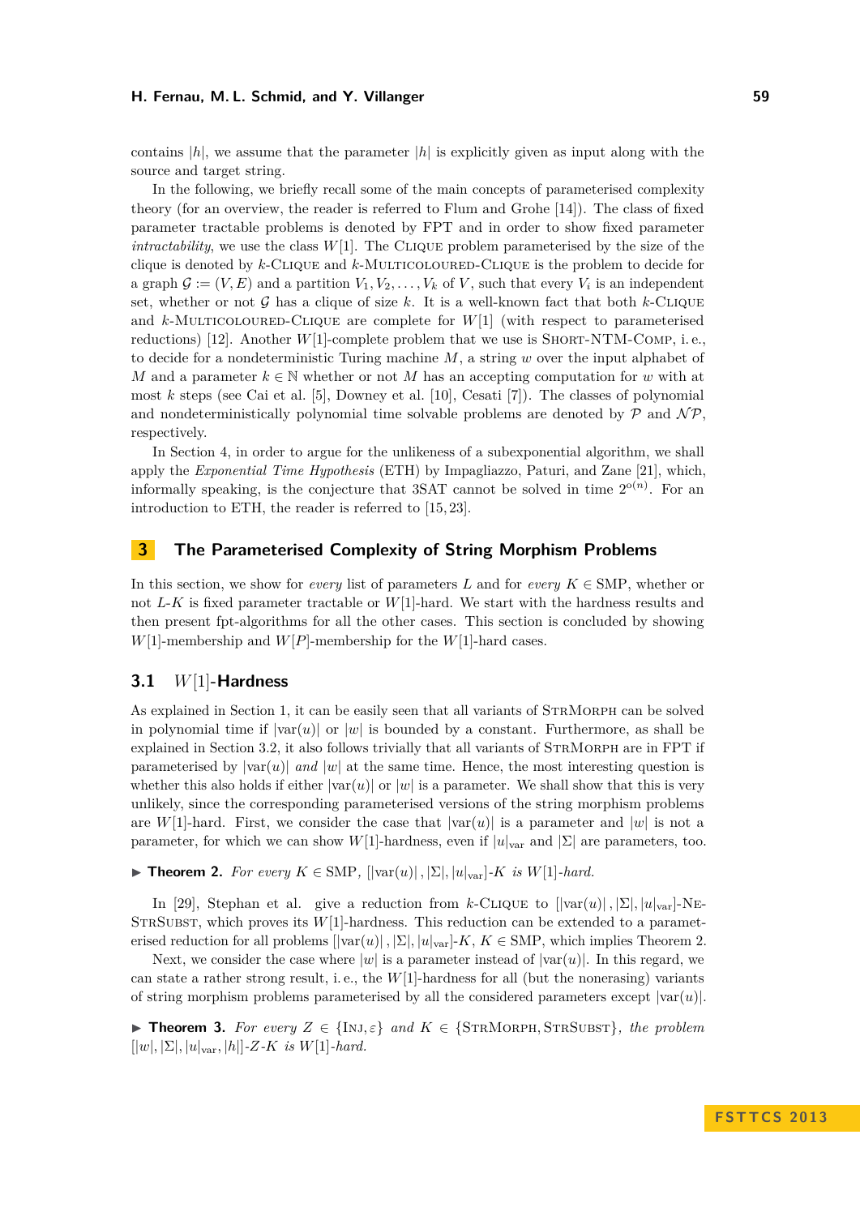contains $|h|$, we assume that the parameter $|h|$ is explicitly given as input along with the source and target string.

In the following, we briefly recall some of the main concepts of parameterised complexity theory (for an overview, the reader is referred to Flum and Grohe [14]). The class of fixed parameter tractable problems is denoted by FPT and in order to show fixed parameter *intractability*, we use the class $W[1]$. The Clique problem parameterised by the size of the clique is denoted by $k$-Clique and $k$-Multicoloured-Clique is the problem to decide for a graph $\mathcal{G} := (V, E)$ and a partition $V_1, V_2, \ldots, V_k$ of $V$, such that every $V_i$ is an independent set, whether or not $\mathcal{G}$ has a clique of size $k$. It is a well-known fact that both $k$-Clique and $k$-Multicoloured-Clique are complete for $W[1]$ (with respect to parameterised reductions) [12]. Another $W[1]$-complete problem that we use is Short-NTM-Comp, i. e., to decide for a nondeterministic Turing machine $M$, a string $w$ over the input alphabet of $M$ and a parameter $k \in \mathbb{N}$ whether or not $M$ has an accepting computation for $w$ with at most $k$ steps (see Cai et al. [5], Downey et al. [10], Cesati [7]). The classes of polynomial and nondeterministically polynomial time solvable problems are denoted by $\mathcal{P}$ and $\mathcal{NP}$, respectively.

In Section 4, in order to argue for the unlikeness of a subexponential algorithm, we shall apply the *Exponential Time Hypothesis* (ETH) by Impagliazzo, Paturi, and Zane [21], which, informally speaking, is the conjecture that 3SAT cannot be solved in time $2^{o(n)}$. For an introduction to ETH, the reader is referred to [15, 23].

## 3 The Parameterised Complexity of String Morphism Problems

In this section, we show for *every* list of parameters $L$ and for *every* $K \in \text{SMP}$, whether or not $L$-$K$ is fixed parameter tractable or $W[1]$-hard. We start with the hardness results and then present fpt-algorithms for all the other cases. This section is concluded by showing $W[1]$-membership and $W[P]$-membership for the $W[1]$-hard cases.

### 3.1 $W[1]$-Hardness

As explained in Section 1, it can be easily seen that all variants of StrMorph can be solved in polynomial time if $|\text{var}(u)|$ or $|w|$ is bounded by a constant. Furthermore, as shall be explained in Section 3.2, it also follows trivially that all variants of StrMorph are in FPT if parameterised by $|\text{var}(u)|$ *and* $|w|$ at the same time. Hence, the most interesting question is whether this also holds if either $|\text{var}(u)|$ or $|w|$ is a parameter. We shall show that this is very unlikely, since the corresponding parameterised versions of the string morphism problems are $W[1]$-hard. First, we consider the case that $|\text{var}(u)|$ is a parameter and $|w|$ is not a parameter, for which we can show $W[1]$-hardness, even if $|u|_{\text{var}}$ and $|\Sigma|$ are parameters, too.

▶ **Theorem 2.** *For every $K \in \text{SMP}$, $[|\text{var}(u)|, |\Sigma|, |u|_{\text{var}}]$-$K$ is $W[1]$-hard.*

In [29], Stephan et al. give a reduction from $k$-Clique to $[|\text{var}(u)|, |\Sigma|, |u|_{\text{var}}]$-Ne-StrSubst, which proves its $W[1]$-hardness. This reduction can be extended to a parameterised reduction for all problems $[|\text{var}(u)|, |\Sigma|, |u|_{\text{var}}]$-$K$, $K \in \text{SMP}$, which implies Theorem 2.

Next, we consider the case where $|w|$ is a parameter instead of $|\text{var}(u)|$. In this regard, we can state a rather strong result, i. e., the $W[1]$-hardness for all (but the nonerasing) variants of string morphism problems parameterised by all the considered parameters except $|\text{var}(u)|$.

▶ **Theorem 3.** *For every $Z \in \{\text{Inj}, \varepsilon\}$ and $K \in \{\text{StrMorph}, \text{StrSubst}\}$, the problem $[|w|, |\Sigma|, |u|_{\text{var}}, |h|]$-$Z$-$K$ is $W[1]$-hard.*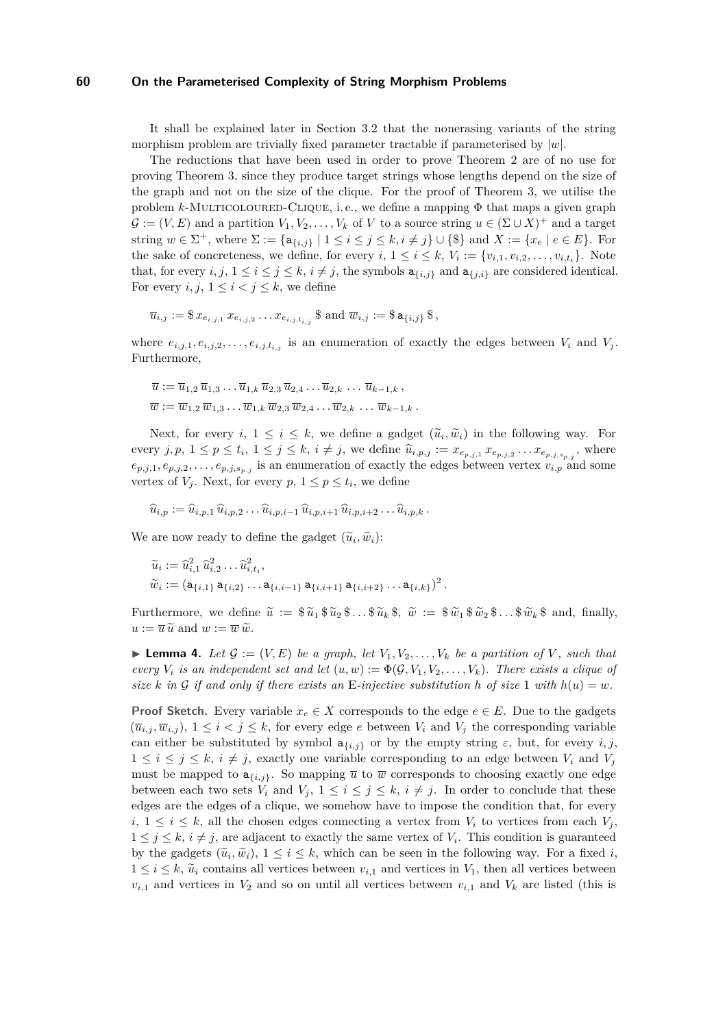It shall be explained later in Section 3.2 that the nonerasing variants of the string morphism problem are trivially fixed parameter tractable if parameterised by $|w|$.

The reductions that have been used in order to prove Theorem 2 are of no use for proving Theorem 3, since they produce target strings whose lengths depend on the size of the graph and not on the size of the clique. For the proof of Theorem 3, we utilise the problem $k$-Multicoloured-Clique, i. e., we define a mapping $\Phi$ that maps a given graph $\mathcal{G} := (V, E)$ and a partition $V_1, V_2, \ldots, V_k$ of $V$ to a source string $u \in (\Sigma \cup X)^+$ and a target string $w \in \Sigma^+$, where $\Sigma := \{\mathtt{a}_{\{i,j\}} \mid 1 \leq i \leq j \leq k, i \neq j\} \cup \{\$\}$ and $X := \{x_e \mid e \in E\}$. For the sake of concreteness, we define, for every $i$, $1 \leq i \leq k$, $V_i := \{v_{i,1}, v_{i,2}, \ldots, v_{i,t_i}\}$. Note that, for every $i, j$, $1 \leq i \leq j \leq k$, $i \neq j$, the symbols $\mathtt{a}_{\{i,j\}}$ and $\mathtt{a}_{\{j,i\}}$ are considered identical. For every $i, j$, $1 \leq i < j \leq k$, we define

$$\overline{u}_{i,j} := \$\, x_{e_{i,j,1}}\, x_{e_{i,j,2}} \ldots x_{e_{i,j,l_{i,j}}}\, \$ \text{ and } \overline{w}_{i,j} := \$\, \mathtt{a}_{\{i,j\}}\, \$\,,$$

where $e_{i,j,1}, e_{i,j,2}, \ldots, e_{i,j,l_{i,j}}$ is an enumeration of exactly the edges between $V_i$ and $V_j$. Furthermore,

$$\overline{u} := \overline{u}_{1,2}\, \overline{u}_{1,3} \ldots \overline{u}_{1,k}\, \overline{u}_{2,3}\, \overline{u}_{2,4} \ldots \overline{u}_{2,k} \;\ldots\; \overline{u}_{k-1,k}\,,$$
$$\overline{w} := \overline{w}_{1,2}\, \overline{w}_{1,3} \ldots \overline{w}_{1,k}\, \overline{w}_{2,3}\, \overline{w}_{2,4} \ldots \overline{w}_{2,k} \;\ldots\; \overline{w}_{k-1,k}\,.$$

Next, for every $i$, $1 \leq i \leq k$, we define a gadget $(\widetilde{u}_i, \widetilde{w}_i)$ in the following way. For every $j, p$, $1 \leq p \leq t_i$, $1 \leq j \leq k$, $i \neq j$, we define $\widehat{u}_{i,p,j} := x_{e_{p,j,1}}\, x_{e_{p,j,2}} \ldots x_{e_{p,j,s_{p,j}}}$, where $e_{p,j,1}, e_{p,j,2}, \ldots, e_{p,j,s_{p,j}}$ is an enumeration of exactly the edges between vertex $v_{i,p}$ and some vertex of $V_j$. Next, for every $p$, $1 \leq p \leq t_i$, we define

$$\widehat{u}_{i,p} := \widehat{u}_{i,p,1}\, \widehat{u}_{i,p,2} \ldots \widehat{u}_{i,p,i-1}\, \widehat{u}_{i,p,i+1}\, \widehat{u}_{i,p,i+2} \ldots \widehat{u}_{i,p,k}\,.$$

We are now ready to define the gadget $(\widetilde{u}_i, \widetilde{w}_i)$:

$$\widetilde{u}_i := \widehat{u}_{i,1}^2\, \widehat{u}_{i,2}^2 \ldots \widehat{u}_{i,t_i}^2,$$
$$\widetilde{w}_i := (\mathtt{a}_{\{i,1\}}\, \mathtt{a}_{\{i,2\}} \ldots \mathtt{a}_{\{i,i-1\}}\, \mathtt{a}_{\{i,i+1\}}\, \mathtt{a}_{\{i,i+2\}} \ldots \mathtt{a}_{\{i,k\}})^2\,.$$

Furthermore, we define $\widetilde{u} := \$\,\widetilde{u}_1\,\$\,\widetilde{u}_2\,\$ \ldots \$\,\widetilde{u}_k\,\$$, $\widetilde{w} := \$\,\widetilde{w}_1\,\$\,\widetilde{w}_2\,\$ \ldots \$\,\widetilde{w}_k\,\$$ and, finally, $u := \overline{u}\,\widetilde{u}$ and $w := \overline{w}\,\widetilde{w}$.

▶ **Lemma 4.** *Let $\mathcal{G} := (V, E)$ be a graph, let $V_1, V_2, \ldots, V_k$ be a partition of $V$, such that every $V_i$ is an independent set and let $(u, w) := \Phi(\mathcal{G}, V_1, V_2, \ldots, V_k)$. There exists a clique of size $k$ in $\mathcal{G}$ if and only if there exists an* E*-injective substitution $h$ of size 1 with $h(u) = w$.*

**Proof Sketch.** Every variable $x_e \in X$ corresponds to the edge $e \in E$. Due to the gadgets $(\overline{u}_{i,j}, \overline{w}_{i,j})$, $1 \leq i < j \leq k$, for every edge $e$ between $V_i$ and $V_j$ the corresponding variable can either be substituted by symbol $\mathtt{a}_{\{i,j\}}$ or by the empty string $\varepsilon$, but, for every $i, j$, $1 \leq i \leq j \leq k$, $i \neq j$, exactly one variable corresponding to an edge between $V_i$ and $V_j$ must be mapped to $\mathtt{a}_{\{i,j\}}$. So mapping $\overline{u}$ to $\overline{w}$ corresponds to choosing exactly one edge between each two sets $V_i$ and $V_j$, $1 \leq i \leq j \leq k$, $i \neq j$. In order to conclude that these edges are the edges of a clique, we somehow have to impose the condition that, for every $i$, $1 \leq i \leq k$, all the chosen edges connecting a vertex from $V_i$ to vertices from each $V_j$, $1 \leq j \leq k$, $i \neq j$, are adjacent to exactly the same vertex of $V_i$. This condition is guaranteed by the gadgets $(\widetilde{u}_i, \widetilde{w}_i)$, $1 \leq i \leq k$, which can be seen in the following way. For a fixed $i$, $1 \leq i \leq k$, $\widetilde{u}_i$ contains all vertices between $v_{i,1}$ and vertices in $V_1$, then all vertices between $v_{i,1}$ and vertices in $V_2$ and so on until all vertices between $v_{i,1}$ and $V_k$ are listed (this is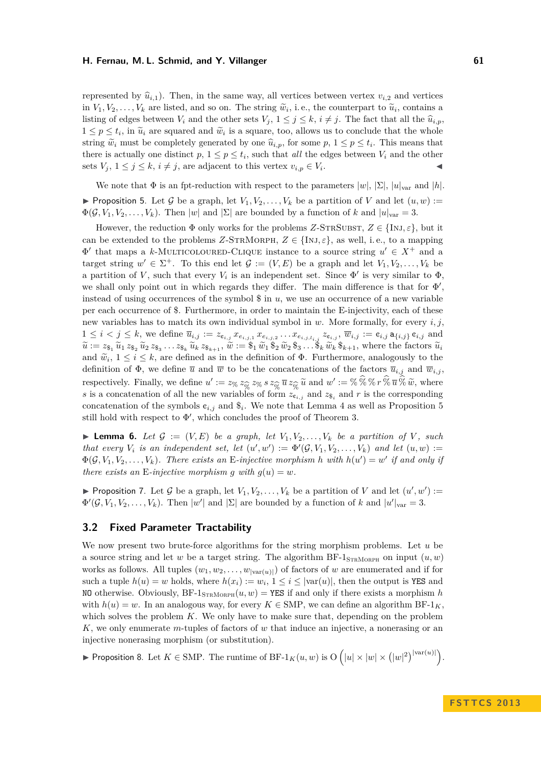represented by $\widehat{u}_{i,1}$). Then, in the same way, all vertices between vertex $v_{i,2}$ and vertices in $V_1, V_2, \ldots, V_k$ are listed, and so on. The string $\widetilde{w}_i$, i. e., the counterpart to $\widetilde{u}_i$, contains a listing of edges between $V_i$ and the other sets $V_j$, $1 \leq j \leq k$, $i \neq j$. The fact that all the $\widehat{u}_{i,p}$, $1 \leq p \leq t_i$, in $\widetilde{u}_i$ are squared and $\widetilde{w}_i$ is a square, too, allows us to conclude that the whole string $\widetilde{w}_i$ must be completely generated by one $\widehat{u}_{i,p}$, for some $p$, $1 \leq p \leq t_i$. This means that there is actually one distinct $p$, $1 \leq p \leq t_i$, such that *all* the edges between $V_i$ and the other sets $V_j$, $1 \leq j \leq k$, $i \neq j$, are adjacent to this vertex $v_{i,p} \in V_i$. ◀

We note that $\Phi$ is an fpt-reduction with respect to the parameters $|w|$, $|\Sigma|$, $|u|_{\text{var}}$ and $|h|$.

▶ Proposition 5. Let $\mathcal{G}$ be a graph, let $V_1, V_2, \ldots, V_k$ be a partition of $V$ and let $(u, w) := \Phi(\mathcal{G}, V_1, V_2, \ldots, V_k)$. Then $|w|$ and $|\Sigma|$ are bounded by a function of $k$ and $|u|_{\text{var}} = 3$.

However, the reduction $\Phi$ only works for the problems $Z$-StrSubst, $Z \in \{\text{Inj}, \varepsilon\}$, but it can be extended to the problems $Z$-StrMorph, $Z \in \{\text{Inj}, \varepsilon\}$, as well, i. e., to a mapping $\Phi'$ that maps a $k$-Multicoloured-Clique instance to a source string $u' \in X^+$ and a target string $w' \in \Sigma^+$. To this end let $\mathcal{G} := (V, E)$ be a graph and let $V_1, V_2, \ldots, V_k$ be a partition of $V$, such that every $V_i$ is an independent set. Since $\Phi'$ is very similar to $\Phi$, we shall only point out in which regards they differ. The main difference is that for $\Phi'$, instead of using occurrences of the symbol $\$$ in $u$, we use an occurrence of a new variable per each occurrence of $\$$. Furthermore, in order to maintain the E-injectivity, each of these new variables has to match its own individual symbol in $w$. More formally, for every $i, j$, $1 \leq i < j \leq k$, we define $\overline{u}_{i,j} := z_{\mathfrak{e}_{i,j}}\, x_{e_{i,j,1}}\, x_{e_{i,j,2}} \ldots x_{e_{i,j,l_{i,j}}}\, z_{\mathfrak{e}_{i,j}}$, $\overline{w}_{i,j} := \mathfrak{e}_{i,j}\, \mathtt{a}_{\{i,j\}}\, \mathfrak{e}_{i,j}$ and $\widetilde{u} := z_{\$_1}\, \widetilde{u}_1\, z_{\$_2}\, \widetilde{u}_2\, z_{\$_3} \ldots z_{\$_k}\, \widetilde{u}_k\, z_{\$_{k+1}}$, $\widetilde{w} := \$_1\, \widetilde{w}_1\, \$_2\, \widetilde{w}_2\, \$_3 \ldots \$_k\, \widetilde{w}_k\, \$_{k+1}$, where the factors $\widetilde{u}_i$ and $\widetilde{w}_i$, $1 \leq i \leq k$, are defined as in the definition of $\Phi$. Furthermore, analogously to the definition of $\Phi$, we define $\overline{u}$ and $\overline{w}$ to be the concatenations of the factors $\overline{u}_{i,j}$ and $\overline{w}_{i,j}$, respectively. Finally, we define $u' := z_{\%}\, z_{\widehat{\%}}\, z_{\%}\, s\, z_{\widehat{\%}}\, \overline{u}\, z_{\widehat{\%}}\, \widetilde{u}$ and $w' := \%\, \widehat{\%}\, \%\, r\, \widehat{\%}\, \overline{u}\, \widehat{\%}\, \widetilde{w}$, where $s$ is a concatenation of all the new variables of form $z_{\mathfrak{e}_{i,j}}$ and $z_{\$_i}$ and $r$ is the corresponding concatenation of the symbols $\mathfrak{e}_{i,j}$ and $\$_i$. We note that Lemma 4 as well as Proposition 5 still hold with respect to $\Phi'$, which concludes the proof of Theorem 3.

▶ **Lemma 6.** *Let $\mathcal{G} := (V, E)$ be a graph, let $V_1, V_2, \ldots, V_k$ be a partition of $V$, such that every $V_i$ is an independent set, let $(u', w') := \Phi'(\mathcal{G}, V_1, V_2, \ldots, V_k)$ and let $(u, w) := \Phi(\mathcal{G}, V_1, V_2, \ldots, V_k)$. There exists an* E*-injective morphism $h$ with $h(u') = w'$ if and only if there exists an* E*-injective morphism $g$ with $g(u) = w$.*

▶ Proposition 7. Let $\mathcal{G}$ be a graph, let $V_1, V_2, \ldots, V_k$ be a partition of $V$ and let $(u', w') := \Phi'(\mathcal{G}, V_1, V_2, \ldots, V_k)$. Then $|w'|$ and $|\Sigma|$ are bounded by a function of $k$ and $|u'|_{\text{var}} = 3$.

## 3.2 Fixed Parameter Tractability

We now present two brute-force algorithms for the string morphism problems. Let $u$ be a source string and let $w$ be a target string. The algorithm BF-$1_{\text{StrMorph}}$ on input $(u, w)$ works as follows. All tuples $(w_1, w_2, \ldots, w_{|\text{var}(u)|})$ of factors of $w$ are enumerated and if for such a tuple $h(u) = w$ holds, where $h(x_i) := w_i$, $1 \leq i \leq |\text{var}(u)|$, then the output is `YES` and `NO` otherwise. Obviously, BF-$1_{\text{StrMorph}}(u, w) =$ `YES` if and only if there exists a morphism $h$ with $h(u) = w$. In an analogous way, for every $K \in \text{SMP}$, we can define an algorithm BF-$1_K$, which solves the problem $K$. We only have to make sure that, depending on the problem $K$, we only enumerate $m$-tuples of factors of $w$ that induce an injective, a nonerasing or an injective nonerasing morphism (or substitution).

▶ Proposition 8. Let $K \in \text{SMP}$. The runtime of BF-$1_K(u, w)$ is $O\left(|u| \times |w| \times \left(|w|^2\right)^{|\text{var}(u)|}\right)$.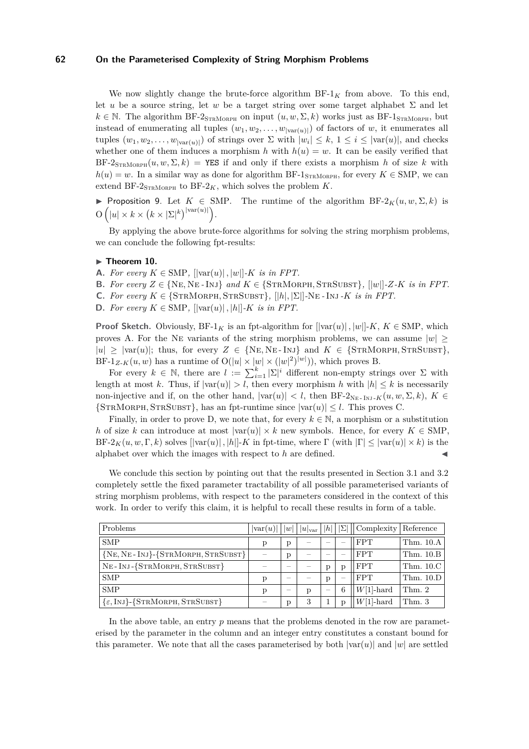We now slightly change the brute-force algorithm BF-$1_K$ from above. To this end, let $u$ be a source string, let $w$ be a target string over some target alphabet $\Sigma$ and let $k \in \mathbb{N}$. The algorithm BF-$2_{\textsc{StrMorph}}$ on input $(u, w, \Sigma, k)$ works just as BF-$1_{\textsc{StrMorph}}$, but instead of enumerating all tuples $(w_1, w_2, \ldots, w_{|\text{var}(u)|})$ of factors of $w$, it enumerates all tuples $(w_1, w_2, \ldots, w_{|\text{var}(u)|})$ of strings over $\Sigma$ with $|w_i| \leq k$, $1 \leq i \leq |\text{var}(u)|$, and checks whether one of them induces a morphism $h$ with $h(u) = w$. It can be easily verified that BF-$2_{\textsc{StrMorph}}(u, w, \Sigma, k) =$ `YES` if and only if there exists a morphism $h$ of size $k$ with $h(u) = w$. In a similar way as done for algorithm BF-$1_{\textsc{StrMorph}}$, for every $K \in \text{SMP}$, we can extend BF-$2_{\textsc{StrMorph}}$ to BF-$2_K$, which solves the problem $K$.

▶ Proposition 9. Let $K \in \text{SMP}$. The runtime of the algorithm BF-$2_K(u, w, \Sigma, k)$ is $\text{O}\left(|u| \times k \times \left(k \times |\Sigma|^k\right)^{|\text{var}(u)|}\right)$.

By applying the above brute-force algorithms for solving the string morphism problems, we can conclude the following fpt-results:

▶ **Theorem 10.**

**A.** *For every $K \in \text{SMP}$, $[|\text{var}(u)|, |w|]$-$K$ is in FPT.*

**B.** *For every $Z \in \{\textsc{Ne}, \textsc{Ne-Inj}\}$ and $K \in \{\textsc{StrMorph}, \textsc{StrSubst}\}$, $[|w|]$-$Z$-$K$ is in FPT.*

**C.** *For every $K \in \{\textsc{StrMorph}, \textsc{StrSubst}\}$, $[|h|, |\Sigma|]$-$\textsc{Ne-Inj}$-$K$ is in FPT.*

**D.** *For every $K \in \text{SMP}$, $[|\text{var}(u)|, |h|]$-$K$ is in FPT.*

**Proof Sketch.** Obviously, BF-$1_K$ is an fpt-algorithm for $[|\text{var}(u)|, |w|]$-$K$, $K \in \text{SMP}$, which proves A. For the $\textsc{Ne}$ variants of the string morphism problems, we can assume $|w| \geq |u| \geq |\text{var}(u)|$; thus, for every $Z \in \{\textsc{Ne}, \textsc{Ne-Inj}\}$ and $K \in \{\textsc{StrMorph}, \textsc{StrSubst}\}$, BF-$1_{Z\text{-}K}(u, w)$ has a runtime of $\text{O}(|u| \times |w| \times (|w|^2)^{|w|})$, which proves B.

For every $k \in \mathbb{N}$, there are $l := \sum_{i=1}^{k} |\Sigma|^i$ different non-empty strings over $\Sigma$ with length at most $k$. Thus, if $|\text{var}(u)| > l$, then every morphism $h$ with $|h| \leq k$ is necessarily non-injective and if, on the other hand, $|\text{var}(u)| < l$, then BF-$2_{\textsc{Ne-Inj}\text{-}K}(u, w, \Sigma, k)$, $K \in \{\textsc{StrMorph}, \textsc{StrSubst}\}$, has an fpt-runtime since $|\text{var}(u)| \leq l$. This proves C.

Finally, in order to prove D, we note that, for every $k \in \mathbb{N}$, a morphism or a substitution $h$ of size $k$ can introduce at most $|\text{var}(u)| \times k$ new symbols. Hence, for every $K \in \text{SMP}$, BF-$2_K(u, w, \Gamma, k)$ solves $[|\text{var}(u)|, |h|]$-$K$ in fpt-time, where $\Gamma$ (with $|\Gamma| \leq |\text{var}(u)| \times k$) is the alphabet over which the images with respect to $h$ are defined. ◀

We conclude this section by pointing out that the results presented in Section 3.1 and 3.2 completely settle the fixed parameter tractability of all possible parameterised variants of string morphism problems, with respect to the parameters considered in the context of this work. In order to verify this claim, it is helpful to recall these results in form of a table.

| Problems | $\lvert\text{var}(u)\rvert$ | $\lvert w\rvert$ | $\lvert u\rvert_{\text{var}}$ | $\lvert h\rvert$ | $\lvert\Sigma\rvert$ | Complexity | Reference |
|---|---|---|---|---|---|---|---|
| SMP | p | p | – | – | – | FPT | Thm. 10.A |
| $\{\textsc{Ne}, \textsc{Ne-Inj}\}$-$\{\textsc{StrMorph}, \textsc{StrSubst}\}$ | – | p | – | – | – | FPT | Thm. 10.B |
| $\textsc{Ne-Inj}$-$\{\textsc{StrMorph}, \textsc{StrSubst}\}$ | – | – | – | p | p | FPT | Thm. 10.C |
| SMP | p | – | – | p | – | FPT | Thm. 10.D |
| SMP | p | – | p | – | 6 | $W[1]$-hard | Thm. 2 |
| $\{\varepsilon, \textsc{Inj}\}$-$\{\textsc{StrMorph}, \textsc{StrSubst}\}$ | – | p | 3 | 1 | p | $W[1]$-hard | Thm. 3 |

In the above table, an entry $p$ means that the problems denoted in the row are parameterised by the parameter in the column and an integer entry constitutes a constant bound for this parameter. We note that all the cases parameterised by both $|\text{var}(u)|$ and $|w|$ are settled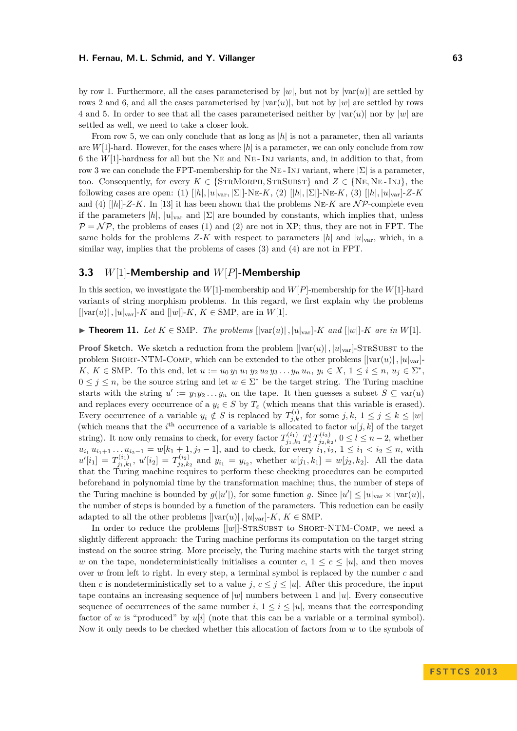by row 1. Furthermore, all the cases parameterised by $|w|$, but not by $|\text{var}(u)|$ are settled by rows 2 and 6, and all the cases parameterised by $|\text{var}(u)|$, but not by $|w|$ are settled by rows 4 and 5. In order to see that all the cases parameterised neither by $|\text{var}(u)|$ nor by $|w|$ are settled as well, we need to take a closer look.

From row 5, we can only conclude that as long as $|h|$ is not a parameter, then all variants are $W[1]$-hard. However, for the cases where $|h|$ is a parameter, we can only conclude from row 6 the $W[1]$-hardness for all but the Ne and Ne-Inj variants, and, in addition to that, from row 3 we can conclude the FPT-membership for the Ne-Inj variant, where $|\Sigma|$ is a parameter, too. Consequently, for every $K \in \{\text{StrMorph}, \text{StrSubst}\}$ and $Z \in \{\text{Ne}, \text{Ne-Inj}\}$, the following cases are open: (1) $[|h|, |u|_{\text{var}}, |\Sigma|]$-Ne-$K$, (2) $[|h|, |\Sigma|]$-Ne-$K$, (3) $[|h|, |u|_{\text{var}}]$-$Z$-$K$ and (4) $[|h|]$-$Z$-$K$. In [13] it has been shown that the problems Ne-$K$ are $\mathcal{NP}$-complete even if the parameters $|h|$, $|u|_{\text{var}}$ and $|\Sigma|$ are bounded by constants, which implies that, unless $\mathcal{P} = \mathcal{NP}$, the problems of cases (1) and (2) are not in XP; thus, they are not in FPT. The same holds for the problems $Z$-$K$ with respect to parameters $|h|$ and $|u|_{\text{var}}$, which, in a similar way, implies that the problems of cases (3) and (4) are not in FPT.

## 3.3 $W[1]$-Membership and $W[P]$-Membership

In this section, we investigate the $W[1]$-membership and $W[P]$-membership for the $W[1]$-hard variants of string morphism problems. In this regard, we first explain why the problems $[|\text{var}(u)|, |u|_{\text{var}}]$-$K$ and $[|w|]$-$K$, $K \in \text{SMP}$, are in $W[1]$.

▶ **Theorem 11.** *Let $K \in \text{SMP}$. The problems $[|\text{var}(u)|, |u|_{\text{var}}]$-$K$ and $[|w|]$-$K$ are in $W[1]$.*

**Proof Sketch.** We sketch a reduction from the problem $[|\text{var}(u)|, |u|_{\text{var}}]$-StrSubst to the problem Short-NTM-Comp, which can be extended to the other problems $[|\text{var}(u)|, |u|_{\text{var}}]$-$K$, $K \in \text{SMP}$. To this end, let $u := u_0\, y_1\, u_1\, y_2\, u_2\, y_3 \dots y_n\, u_n$, $y_i \in X$, $1 \leq i \leq n$, $u_j \in \Sigma^*$, $0 \leq j \leq n$, be the source string and let $w \in \Sigma^*$ be the target string. The Turing machine starts with the string $u' := y_1 y_2 \dots y_n$ on the tape. It then guesses a subset $S \subseteq \text{var}(u)$ and replaces every occurrence of a $y_i \in S$ by $T_\varepsilon$ (which means that this variable is erased). Every occurrence of a variable $y_i \notin S$ is replaced by $T^{(i)}_{j,k}$, for some $j, k$, $1 \leq j \leq k \leq |w|$ (which means that the $i^{\text{th}}$ occurrence of a variable is allocated to factor $w[j,k]$ of the target string). It now only remains to check, for every factor $T^{(i_1)}_{j_1,k_1}\, T^l_\varepsilon\, T^{(i_2)}_{j_2,k_2}$, $0 \leq l \leq n-2$, whether $u_{i_1}\, u_{i_1+1} \dots u_{i_2-1} = w[k_1+1, j_2-1]$, and to check, for every $i_1, i_2$, $1 \leq i_1 < i_2 \leq n$, with $u'[i_1] = T^{(i_1)}_{j_1,k_1}$, $u'[i_2] = T^{(i_2)}_{j_2,k_2}$ and $y_{i_1} = y_{i_2}$, whether $w[j_1, k_1] = w[j_2, k_2]$. All the data that the Turing machine requires to perform these checking procedures can be computed beforehand in polynomial time by the transformation machine; thus, the number of steps of the Turing machine is bounded by $g(|u'|)$, for some function $g$. Since $|u'| \leq |u|_{\text{var}} \times |\text{var}(u)|$, the number of steps is bounded by a function of the parameters. This reduction can be easily adapted to all the other problems $[|\text{var}(u)|, |u|_{\text{var}}]$-$K$, $K \in \text{SMP}$.

In order to reduce the problems $[|w|]$-StrSubst to Short-NTM-Comp, we need a slightly different approach: the Turing machine performs its computation on the target string instead on the source string. More precisely, the Turing machine starts with the target string $w$ on the tape, nondeterministically initialises a counter $c$, $1 \leq c \leq |u|$, and then moves over $w$ from left to right. In every step, a terminal symbol is replaced by the number $c$ and then $c$ is nondeterministically set to a value $j$, $c \leq j \leq |u|$. After this procedure, the input tape contains an increasing sequence of $|w|$ numbers between 1 and $|u|$. Every consecutive sequence of occurrences of the same number $i$, $1 \leq i \leq |u|$, means that the corresponding factor of $w$ is "produced" by $u[i]$ (note that this can be a variable or a terminal symbol). Now it only needs to be checked whether this allocation of factors from $w$ to the symbols of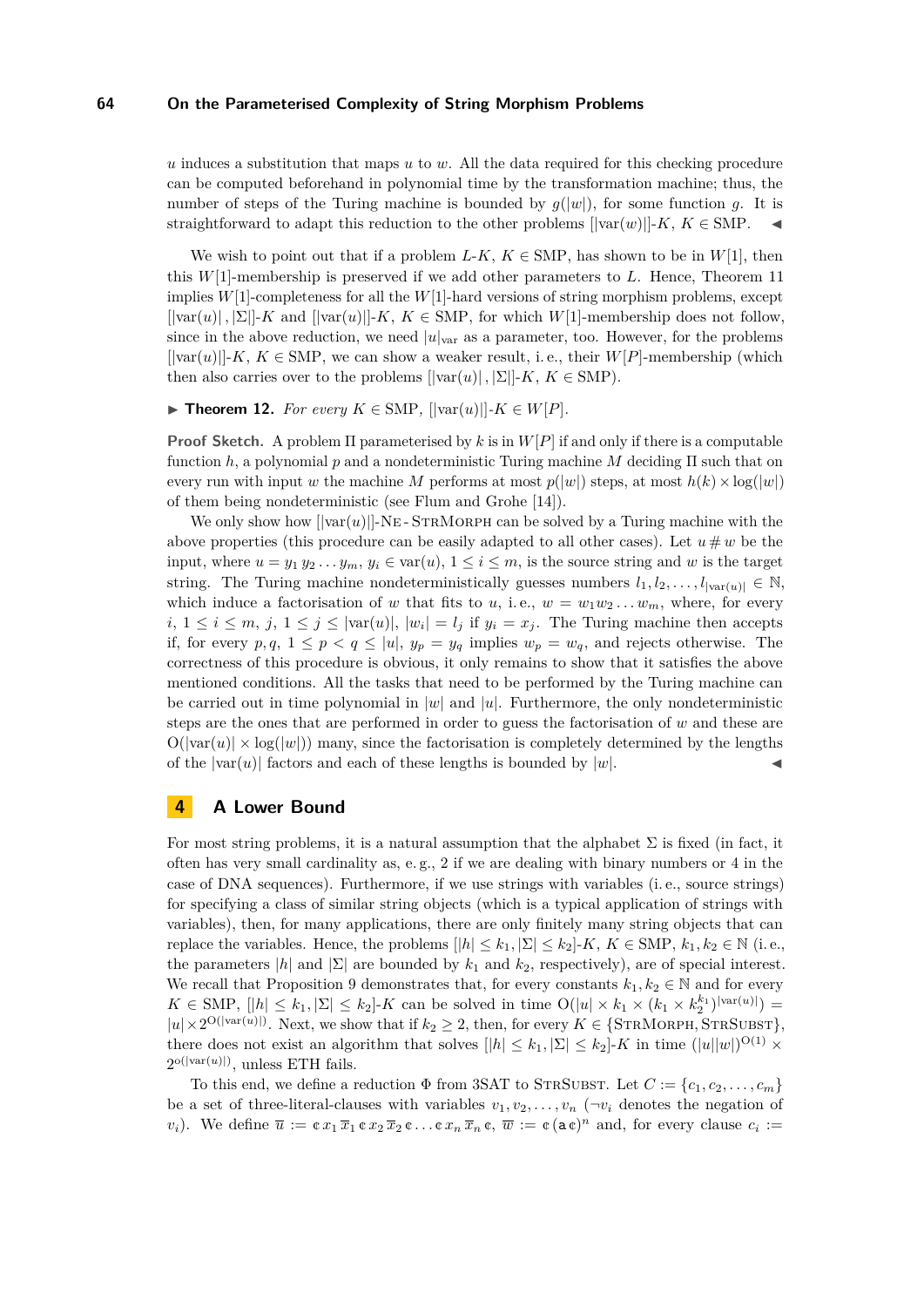$u$ induces a substitution that maps $u$ to $w$. All the data required for this checking procedure can be computed beforehand in polynomial time by the transformation machine; thus, the number of steps of the Turing machine is bounded by $g(|w|)$, for some function $g$. It is straightforward to adapt this reduction to the other problems $[|\text{var}(w)|]$-$K$, $K \in \text{SMP}$. ◀

We wish to point out that if a problem $L$-$K$, $K \in \text{SMP}$, has shown to be in $W[1]$, then this $W[1]$-membership is preserved if we add other parameters to $L$. Hence, Theorem 11 implies $W[1]$-completeness for all the $W[1]$-hard versions of string morphism problems, except $[|\text{var}(u)|, |\Sigma|]$-$K$ and $[|\text{var}(u)|]$-$K$, $K \in \text{SMP}$, for which $W[1]$-membership does not follow, since in the above reduction, we need $|u|_{\text{var}}$ as a parameter, too. However, for the problems $[|\text{var}(u)|]$-$K$, $K \in \text{SMP}$, we can show a weaker result, i.e., their $W[P]$-membership (which then also carries over to the problems $[|\text{var}(u)|, |\Sigma|]$-$K$, $K \in \text{SMP}$).

▶ **Theorem 12.** *For every $K \in \text{SMP}$, $[|\text{var}(u)|]$-$K \in W[P]$.*

**Proof Sketch.** A problem $\Pi$ parameterised by $k$ is in $W[P]$ if and only if there is a computable function $h$, a polynomial $p$ and a nondeterministic Turing machine $M$ deciding $\Pi$ such that on every run with input $w$ the machine $M$ performs at most $p(|w|)$ steps, at most $h(k) \times \log(|w|)$ of them being nondeterministic (see Flum and Grohe [14]).

We only show how $[|\text{var}(u)|]$-Ne-StrMorph can be solved by a Turing machine with the above properties (this procedure can be easily adapted to all other cases). Let $u \# w$ be the input, where $u = y_1 y_2 \ldots y_m$, $y_i \in \text{var}(u)$, $1 \leq i \leq m$, is the source string and $w$ is the target string. The Turing machine nondeterministically guesses numbers $l_1, l_2, \ldots, l_{|\text{var}(u)|} \in \mathbb{N}$, which induce a factorisation of $w$ that fits to $u$, i.e., $w = w_1 w_2 \ldots w_m$, where, for every $i$, $1 \leq i \leq m$, $j$, $1 \leq j \leq |\text{var}(u)|$, $|w_i| = l_j$ if $y_i = x_j$. The Turing machine then accepts if, for every $p, q$, $1 \leq p < q \leq |u|$, $y_p = y_q$ implies $w_p = w_q$, and rejects otherwise. The correctness of this procedure is obvious, it only remains to show that it satisfies the above mentioned conditions. All the tasks that need to be performed by the Turing machine can be carried out in time polynomial in $|w|$ and $|u|$. Furthermore, the only nondeterministic steps are the ones that are performed in order to guess the factorisation of $w$ and these are $O(|\text{var}(u)| \times \log(|w|))$ many, since the factorisation is completely determined by the lengths of the $|\text{var}(u)|$ factors and each of these lengths is bounded by $|w|$. ◀

## 4 A Lower Bound

For most string problems, it is a natural assumption that the alphabet $\Sigma$ is fixed (in fact, it often has very small cardinality as, e.g., 2 if we are dealing with binary numbers or 4 in the case of DNA sequences). Furthermore, if we use strings with variables (i.e., source strings) for specifying a class of similar string objects (which is a typical application of strings with variables), then, for many applications, there are only finitely many string objects that can replace the variables. Hence, the problems $[|h| \leq k_1, |\Sigma| \leq k_2]$-$K$, $K \in \text{SMP}$, $k_1, k_2 \in \mathbb{N}$ (i.e., the parameters $|h|$ and $|\Sigma|$ are bounded by $k_1$ and $k_2$, respectively), are of special interest. We recall that Proposition 9 demonstrates that, for every constants $k_1, k_2 \in \mathbb{N}$ and for every $K \in \text{SMP}$, $[|h| \leq k_1, |\Sigma| \leq k_2]$-$K$ can be solved in time $O(|u| \times k_1 \times (k_1 \times k_2^{k_1})^{|\text{var}(u)|}) = |u| \times 2^{O(|\text{var}(u)|)}$. Next, we show that if $k_2 \geq 2$, then, for every $K \in \{\text{StrMorph}, \text{StrSubst}\}$, there does not exist an algorithm that solves $[|h| \leq k_1, |\Sigma| \leq k_2]$-$K$ in time $(|u||w|)^{O(1)} \times 2^{o(|\text{var}(u)|)}$, unless ETH fails.

To this end, we define a reduction $\Phi$ from 3SAT to StrSubst. Let $C := \{c_1, c_2, \ldots, c_m\}$ be a set of three-literal-clauses with variables $v_1, v_2, \ldots, v_n$ ($\neg v_i$ denotes the negation of $v_i$). We define $\overline{u} := \mathtt{c}\, x_1\, \overline{x}_1\, \mathtt{c}\, x_2\, \overline{x}_2\, \mathtt{c} \ldots \mathtt{c}\, x_n\, \overline{x}_n\, \mathtt{c}$, $\overline{w} := \mathtt{c}\,(\mathtt{a}\,\mathtt{c})^n$ and, for every clause $c_i :=$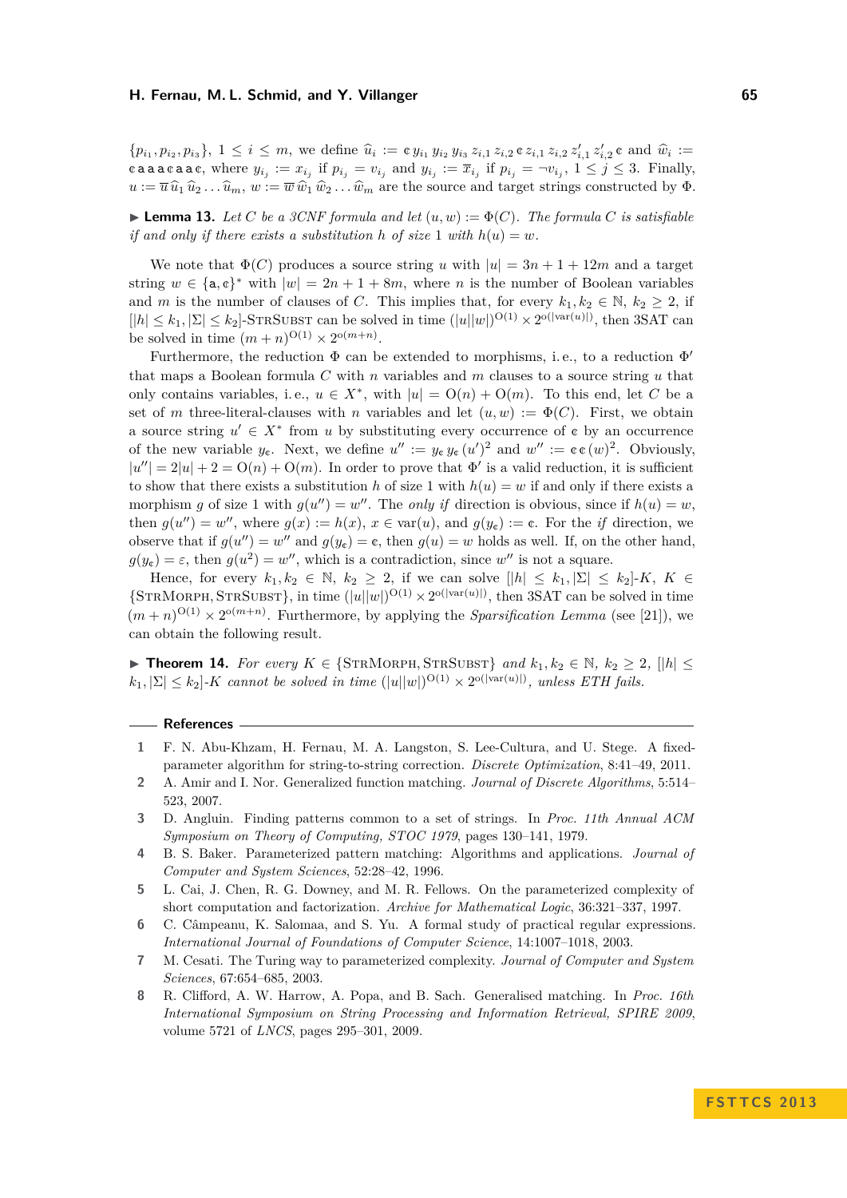$\{p_{i_1}, p_{i_2}, p_{i_3}\}$, $1 \leq i \leq m$, we define $\widehat{u}_i := \mathtt{c}\, y_{i_1}\, y_{i_2}\, y_{i_3}\, z_{i,1}\, z_{i,2}\, \mathtt{c}\, z_{i,1}\, z_{i,2}\, z'_{i,1}\, z'_{i,2}\, \mathtt{c}$ and $\widehat{w}_i := \mathtt{c\,a\,a\,a\,c\,a\,a\,c}$, where $y_{i_j} := x_{i_j}$ if $p_{i_j} = v_{i_j}$ and $y_{i_j} := \overline{x}_{i_j}$ if $p_{i_j} = \neg v_{i_j}$, $1 \leq j \leq 3$. Finally, $u := \overline{u}\, \widehat{u}_1\, \widehat{u}_2 \ldots \widehat{u}_m$, $w := \overline{w}\, \widehat{w}_1\, \widehat{w}_2 \ldots \widehat{w}_m$ are the source and target strings constructed by $\Phi$.

▶ **Lemma 13.** *Let $C$ be a 3CNF formula and let $(u, w) := \Phi(C)$. The formula $C$ is satisfiable if and only if there exists a substitution $h$ of size 1 with $h(u) = w$.*

We note that $\Phi(C)$ produces a source string $u$ with $|u| = 3n + 1 + 12m$ and a target string $w \in \{\mathtt{a}, \mathtt{c}\}^*$ with $|w| = 2n + 1 + 8m$, where $n$ is the number of Boolean variables and $m$ is the number of clauses of $C$. This implies that, for every $k_1, k_2 \in \mathbb{N}$, $k_2 \geq 2$, if $[|h| \leq k_1, |\Sigma| \leq k_2]$-StrSubst can be solved in time $(|u||w|)^{\mathrm{O}(1)} \times 2^{\mathrm{o}(|\mathrm{var}(u)|)}$, then 3SAT can be solved in time $(m+n)^{\mathrm{O}(1)} \times 2^{\mathrm{o}(m+n)}$.

Furthermore, the reduction $\Phi$ can be extended to morphisms, i.e., to a reduction $\Phi'$ that maps a Boolean formula $C$ with $n$ variables and $m$ clauses to a source string $u$ that only contains variables, i.e., $u \in X^*$, with $|u| = \mathrm{O}(n) + \mathrm{O}(m)$. To this end, let $C$ be a set of $m$ three-literal-clauses with $n$ variables and let $(u, w) := \Phi(C)$. First, we obtain a source string $u' \in X^*$ from $u$ by substituting every occurrence of $\mathtt{c}$ by an occurrence of the new variable $y_{\mathtt{c}}$. Next, we define $u'' := y_{\mathtt{c}}\, y_{\mathtt{c}}\, (u')^2$ and $w'' := \mathtt{c}\, \mathtt{c}\, (w)^2$. Obviously, $|u''| = 2|u| + 2 = \mathrm{O}(n) + \mathrm{O}(m)$. In order to prove that $\Phi'$ is a valid reduction, it is sufficient to show that there exists a substitution $h$ of size 1 with $h(u) = w$ if and only if there exists a morphism $g$ of size 1 with $g(u'') = w''$. The *only if* direction is obvious, since if $h(u) = w$, then $g(u'') = w''$, where $g(x) := h(x)$, $x \in \mathrm{var}(u)$, and $g(y_{\mathtt{c}}) := \mathtt{c}$. For the *if* direction, we observe that if $g(u'') = w''$ and $g(y_{\mathtt{c}}) = \mathtt{c}$, then $g(u) = w$ holds as well. If, on the other hand, $g(y_{\mathtt{c}}) = \varepsilon$, then $g(u^2) = w''$, which is a contradiction, since $w''$ is not a square.

Hence, for every $k_1, k_2 \in \mathbb{N}$, $k_2 \geq 2$, if we can solve $[|h| \leq k_1, |\Sigma| \leq k_2]$-$K$, $K \in \{$StrMorph, StrSubst$\}$, in time $(|u||w|)^{\mathrm{O}(1)} \times 2^{\mathrm{o}(|\mathrm{var}(u)|)}$, then 3SAT can be solved in time $(m+n)^{\mathrm{O}(1)} \times 2^{\mathrm{o}(m+n)}$. Furthermore, by applying the *Sparsification Lemma* (see [21]), we can obtain the following result.

▶ **Theorem 14.** *For every $K \in \{$StrMorph, StrSubst$\}$ and $k_1, k_2 \in \mathbb{N}$, $k_2 \geq 2$, $[|h| \leq k_1, |\Sigma| \leq k_2]$-$K$ cannot be solved in time $(|u||w|)^{\mathrm{O}(1)} \times 2^{\mathrm{o}(|\mathrm{var}(u)|)}$, unless ETH fails.*

## References

1. F. N. Abu-Khzam, H. Fernau, M. A. Langston, S. Lee-Cultura, and U. Stege. A fixed-parameter algorithm for string-to-string correction. *Discrete Optimization*, 8:41–49, 2011.
2. A. Amir and I. Nor. Generalized function matching. *Journal of Discrete Algorithms*, 5:514–523, 2007.
3. D. Angluin. Finding patterns common to a set of strings. In *Proc. 11th Annual ACM Symposium on Theory of Computing, STOC 1979*, pages 130–141, 1979.
4. B. S. Baker. Parameterized pattern matching: Algorithms and applications. *Journal of Computer and System Sciences*, 52:28–42, 1996.
5. L. Cai, J. Chen, R. G. Downey, and M. R. Fellows. On the parameterized complexity of short computation and factorization. *Archive for Mathematical Logic*, 36:321–337, 1997.
6. C. Câmpeanu, K. Salomaa, and S. Yu. A formal study of practical regular expressions. *International Journal of Foundations of Computer Science*, 14:1007–1018, 2003.
7. M. Cesati. The Turing way to parameterized complexity. *Journal of Computer and System Sciences*, 67:654–685, 2003.
8. R. Clifford, A. W. Harrow, A. Popa, and B. Sach. Generalised matching. In *Proc. 16th International Symposium on String Processing and Information Retrieval, SPIRE 2009*, volume 5721 of *LNCS*, pages 295–301, 2009.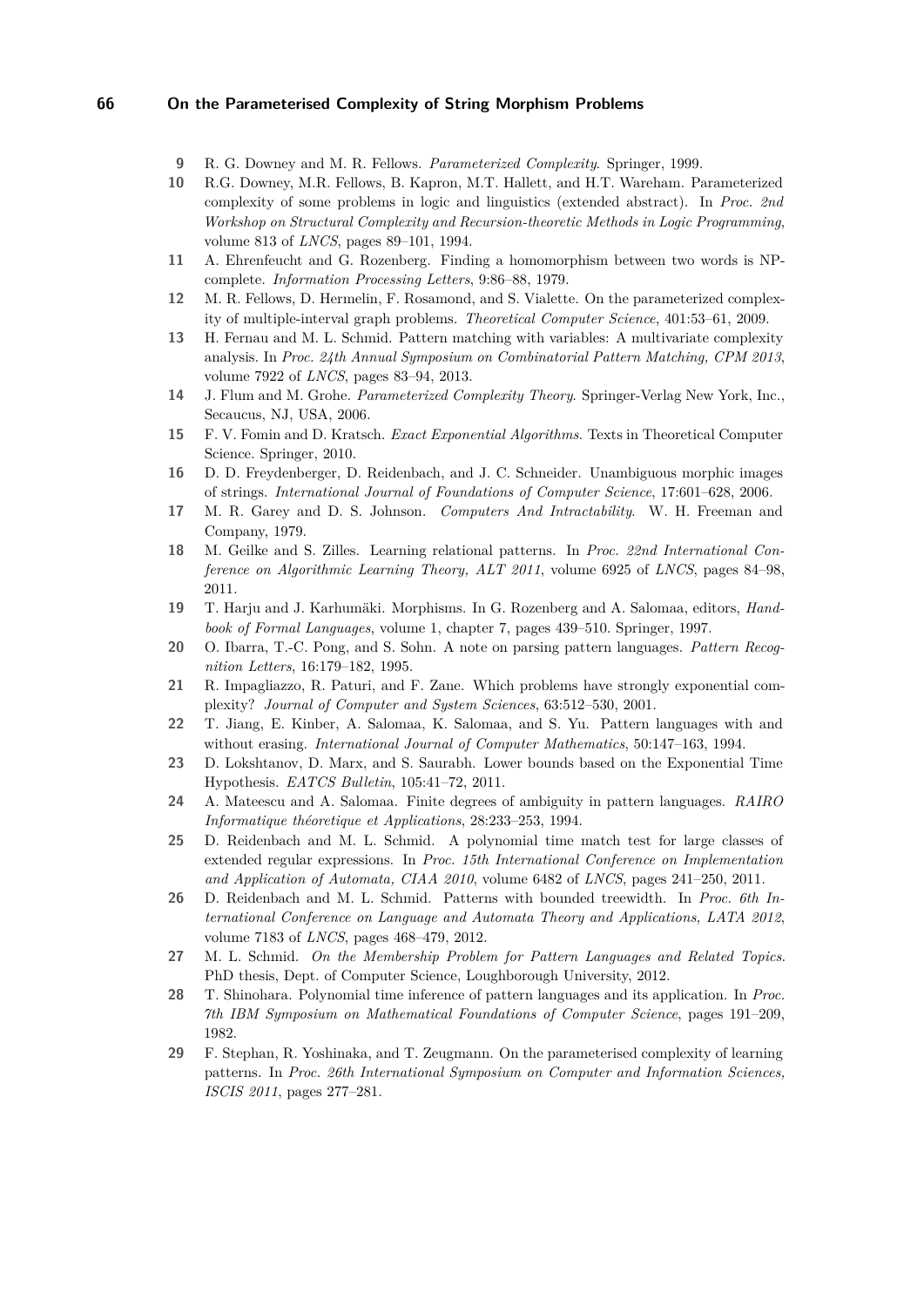9 R. G. Downey and M. R. Fellows. *Parameterized Complexity*. Springer, 1999.

10 R.G. Downey, M.R. Fellows, B. Kapron, M.T. Hallett, and H.T. Wareham. Parameterized complexity of some problems in logic and linguistics (extended abstract). In *Proc. 2nd Workshop on Structural Complexity and Recursion-theoretic Methods in Logic Programming*, volume 813 of *LNCS*, pages 89–101, 1994.

11 A. Ehrenfeucht and G. Rozenberg. Finding a homomorphism between two words is NP-complete. *Information Processing Letters*, 9:86–88, 1979.

12 M. R. Fellows, D. Hermelin, F. Rosamond, and S. Vialette. On the parameterized complexity of multiple-interval graph problems. *Theoretical Computer Science*, 401:53–61, 2009.

13 H. Fernau and M. L. Schmid. Pattern matching with variables: A multivariate complexity analysis. In *Proc. 24th Annual Symposium on Combinatorial Pattern Matching, CPM 2013*, volume 7922 of *LNCS*, pages 83–94, 2013.

14 J. Flum and M. Grohe. *Parameterized Complexity Theory*. Springer-Verlag New York, Inc., Secaucus, NJ, USA, 2006.

15 F. V. Fomin and D. Kratsch. *Exact Exponential Algorithms*. Texts in Theoretical Computer Science. Springer, 2010.

16 D. D. Freydenberger, D. Reidenbach, and J. C. Schneider. Unambiguous morphic images of strings. *International Journal of Foundations of Computer Science*, 17:601–628, 2006.

17 M. R. Garey and D. S. Johnson. *Computers And Intractability*. W. H. Freeman and Company, 1979.

18 M. Geilke and S. Zilles. Learning relational patterns. In *Proc. 22nd International Conference on Algorithmic Learning Theory, ALT 2011*, volume 6925 of *LNCS*, pages 84–98, 2011.

19 T. Harju and J. Karhumäki. Morphisms. In G. Rozenberg and A. Salomaa, editors, *Handbook of Formal Languages*, volume 1, chapter 7, pages 439–510. Springer, 1997.

20 O. Ibarra, T.-C. Pong, and S. Sohn. A note on parsing pattern languages. *Pattern Recognition Letters*, 16:179–182, 1995.

21 R. Impagliazzo, R. Paturi, and F. Zane. Which problems have strongly exponential complexity? *Journal of Computer and System Sciences*, 63:512–530, 2001.

22 T. Jiang, E. Kinber, A. Salomaa, K. Salomaa, and S. Yu. Pattern languages with and without erasing. *International Journal of Computer Mathematics*, 50:147–163, 1994.

23 D. Lokshtanov, D. Marx, and S. Saurabh. Lower bounds based on the Exponential Time Hypothesis. *EATCS Bulletin*, 105:41–72, 2011.

24 A. Mateescu and A. Salomaa. Finite degrees of ambiguity in pattern languages. *RAIRO Informatique théoretique et Applications*, 28:233–253, 1994.

25 D. Reidenbach and M. L. Schmid. A polynomial time match test for large classes of extended regular expressions. In *Proc. 15th International Conference on Implementation and Application of Automata, CIAA 2010*, volume 6482 of *LNCS*, pages 241–250, 2011.

26 D. Reidenbach and M. L. Schmid. Patterns with bounded treewidth. In *Proc. 6th International Conference on Language and Automata Theory and Applications, LATA 2012*, volume 7183 of *LNCS*, pages 468–479, 2012.

27 M. L. Schmid. *On the Membership Problem for Pattern Languages and Related Topics*. PhD thesis, Dept. of Computer Science, Loughborough University, 2012.

28 T. Shinohara. Polynomial time inference of pattern languages and its application. In *Proc. 7th IBM Symposium on Mathematical Foundations of Computer Science*, pages 191–209, 1982.

29 F. Stephan, R. Yoshinaka, and T. Zeugmann. On the parameterised complexity of learning patterns. In *Proc. 26th International Symposium on Computer and Information Sciences, ISCIS 2011*, pages 277–281.